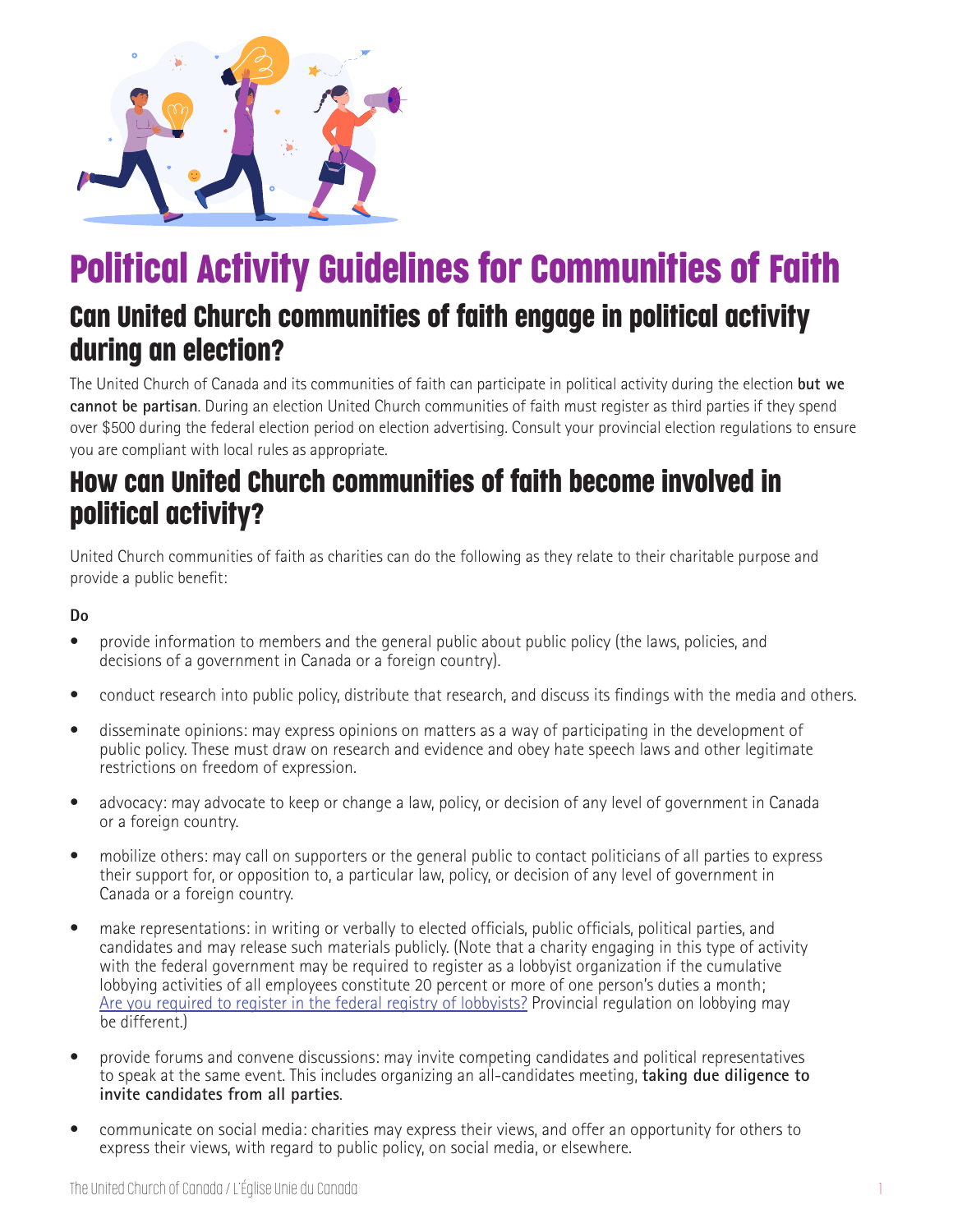# Political Activity Guidelines for Communities of Faith

## Can United Church communities of faith engage in political activity during an election?

The United Church of Canada and its communities of faith can participate in political activity during the election **but we cannot be partisan**. During an election United Church communities of faith must register as third parties if they spend over $500 during the federal election period on election advertising. Consult your provincial election regulations to ensure you are compliant with local rules as appropriate.

## How can United Church communities of faith become involved in political activity?

United Church communities of faith as charities can do the following as they relate to their charitable purpose and provide a public benefit:

**Do**

- provide information to members and the general public about public policy (the laws, policies, and decisions of a government in Canada or a foreign country).
- conduct research into public policy, distribute that research, and discuss its findings with the media and others.
- disseminate opinions: may express opinions on matters as a way of participating in the development of public policy. These must draw on research and evidence and obey hate speech laws and other legitimate restrictions on freedom of expression.
- advocacy: may advocate to keep or change a law, policy, or decision of any level of government in Canada or a foreign country.
- mobilize others: may call on supporters or the general public to contact politicians of all parties to express their support for, or opposition to, a particular law, policy, or decision of any level of government in Canada or a foreign country.
- make representations: in writing or verbally to elected officials, public officials, political parties, and candidates and may release such materials publicly. (Note that a charity engaging in this type of activity with the federal government may be required to register as a lobbyist organization if the cumulative lobbying activities of all employees constitute 20 percent or more of one person's duties a month; Are you required to register in the federal registry of lobbyists? Provincial regulation on lobbying may be different.)
- provide forums and convene discussions: may invite competing candidates and political representatives to speak at the same event. This includes organizing an all-candidates meeting, **taking due diligence to invite candidates from all parties**.
- communicate on social media: charities may express their views, and offer an opportunity for others to express their views, with regard to public policy, on social media, or elsewhere.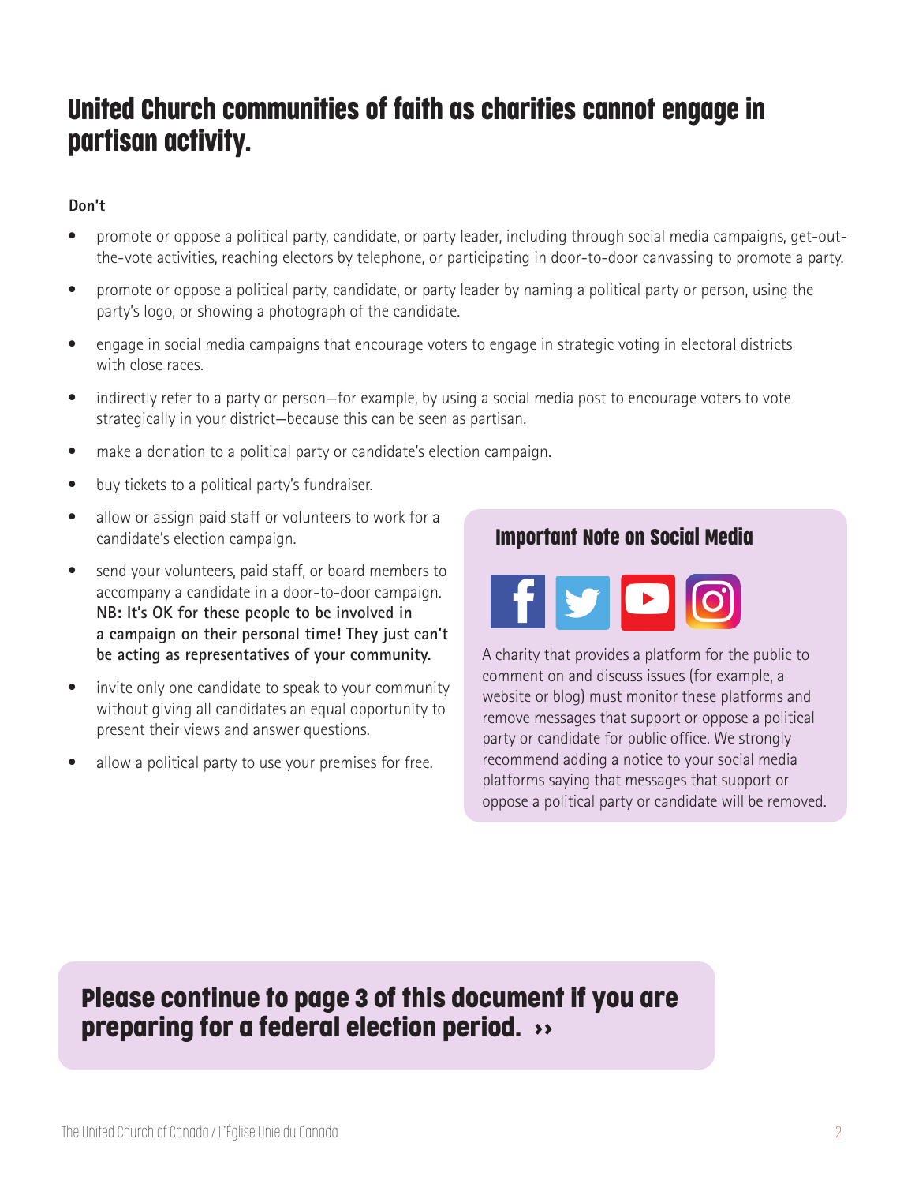# United Church communities of faith as charities cannot engage in partisan activity.

**Don't**

- promote or oppose a political party, candidate, or party leader, including through social media campaigns, get-out-the-vote activities, reaching electors by telephone, or participating in door-to-door canvassing to promote a party.
- promote or oppose a political party, candidate, or party leader by naming a political party or person, using the party's logo, or showing a photograph of the candidate.
- engage in social media campaigns that encourage voters to engage in strategic voting in electoral districts with close races.
- indirectly refer to a party or person—for example, by using a social media post to encourage voters to vote strategically in your district—because this can be seen as partisan.
- make a donation to a political party or candidate's election campaign.
- buy tickets to a political party's fundraiser.
- allow or assign paid staff or volunteers to work for a candidate's election campaign.
- send your volunteers, paid staff, or board members to accompany a candidate in a door-to-door campaign. **NB: It's OK for these people to be involved in a campaign on their personal time! They just can't be acting as representatives of your community.**
- invite only one candidate to speak to your community without giving all candidates an equal opportunity to present their views and answer questions.
- allow a political party to use your premises for free.

## Important Note on Social Media

A charity that provides a platform for the public to comment on and discuss issues (for example, a website or blog) must monitor these platforms and remove messages that support or oppose a political party or candidate for public office. We strongly recommend adding a notice to your social media platforms saying that messages that support or oppose a political party or candidate will be removed.

**Please continue to page 3 of this document if you are preparing for a federal election period. ››**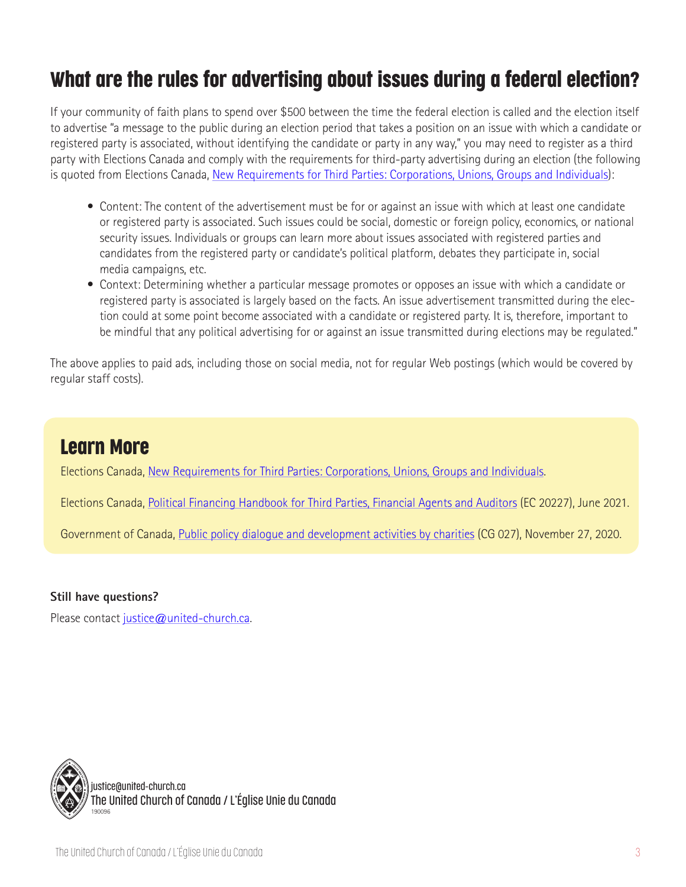# What are the rules for advertising about issues during a federal election?

If your community of faith plans to spend over $500 between the time the federal election is called and the election itself to advertise "a message to the public during an election period that takes a position on an issue with which a candidate or registered party is associated, without identifying the candidate or party in any way," you may need to register as a third party with Elections Canada and comply with the requirements for third-party advertising during an election (the following is quoted from Elections Canada, New Requirements for Third Parties: Corporations, Unions, Groups and Individuals):

- Content: The content of the advertisement must be for or against an issue with which at least one candidate or registered party is associated. Such issues could be social, domestic or foreign policy, economics, or national security issues. Individuals or groups can learn more about issues associated with registered parties and candidates from the registered party or candidate's political platform, debates they participate in, social media campaigns, etc.
- Context: Determining whether a particular message promotes or opposes an issue with which a candidate or registered party is associated is largely based on the facts. An issue advertisement transmitted during the election could at some point become associated with a candidate or registered party. It is, therefore, important to be mindful that any political advertising for or against an issue transmitted during elections may be regulated."

The above applies to paid ads, including those on social media, not for regular Web postings (which would be covered by regular staff costs).

## Learn More

Elections Canada, New Requirements for Third Parties: Corporations, Unions, Groups and Individuals.

Elections Canada, Political Financing Handbook for Third Parties, Financial Agents and Auditors (EC 20227), June 2021.

Government of Canada, Public policy dialogue and development activities by charities (CG 027), November 27, 2020.

**Still have questions?**

Please contact justice@united-church.ca.

justice@united-church.ca
The United Church of Canada / L'Église Unie du Canada
190096